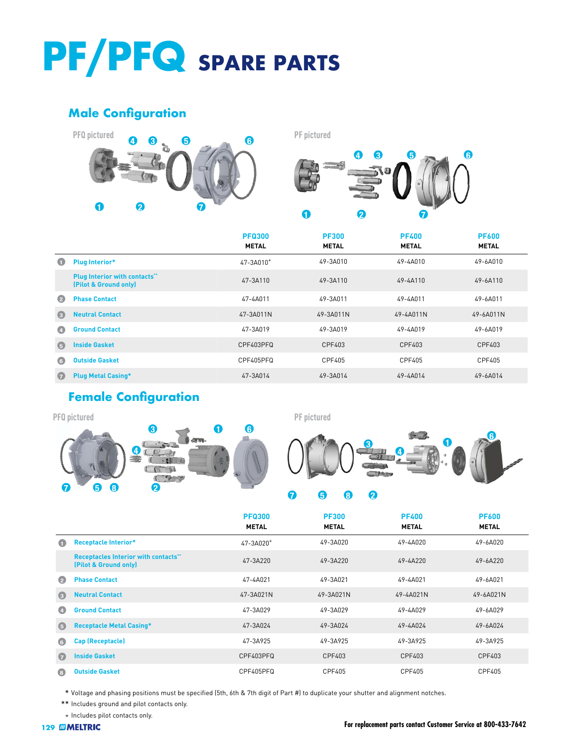# PF/PFQ SPARE PARTS

## Male Configuration

PFQ pictured

PF pictured

| | | PFQ300 METAL | PF300 METAL | PF400 METAL | PF600 METAL |
|---|---|---|---|---|---|
| 1 | Plug Interior* | 47-3A010+ | 49-3A010 | 49-4A010 | 49-6A010 |
| | Plug Interior with contacts** (Pilot & Ground only) | 47-3A110 | 49-3A110 | 49-4A110 | 49-6A110 |
| 2 | Phase Contact | 47-4A011 | 49-3A011 | 49-4A011 | 49-6A011 |
| 3 | Neutral Contact | 47-3A011N | 49-3A011N | 49-4A011N | 49-6A011N |
| 4 | Ground Contact | 47-3A019 | 49-3A019 | 49-4A019 | 49-6A019 |
| 5 | Inside Gasket | CPF403PFQ | CPF403 | CPF403 | CPF403 |
| 6 | Outside Gasket | CPF405PFQ | CPF405 | CPF405 | CPF405 |
| 7 | Plug Metal Casing* | 47-3A014 | 49-3A014 | 49-4A014 | 49-6A014 |

## Female Configuration

PFQ pictured

PF pictured

| | | PFQ300 METAL | PF300 METAL | PF400 METAL | PF600 METAL |
|---|---|---|---|---|---|
| 1 | Receptacle Interior* | 47-3A020+ | 49-3A020 | 49-4A020 | 49-6A020 |
| | Receptacles Interior with contacts** (Pilot & Ground only) | 47-3A220 | 49-3A220 | 49-4A220 | 49-6A220 |
| 2 | Phase Contact | 47-4A021 | 49-3A021 | 49-4A021 | 49-6A021 |
| 3 | Neutral Contact | 47-3A021N | 49-3A021N | 49-4A021N | 49-6A021N |
| 4 | Ground Contact | 47-3A029 | 49-3A029 | 49-4A029 | 49-6A029 |
| 5 | Receptacle Metal Casing* | 47-3A024 | 49-3A024 | 49-4A024 | 49-6A024 |
| 6 | Cap (Receptacle) | 47-3A925 | 49-3A925 | 49-3A925 | 49-3A925 |
| 7 | Inside Gasket | CPF403PFQ | CPF403 | CPF403 | CPF403 |
| 8 | Outside Gasket | CPF405PFQ | CPF405 | CPF405 | CPF405 |

\* Voltage and phasing positions must be specified (5th, 6th & 7th digit of Part #) to duplicate your shutter and alignment notches.

\*\* Includes ground and pilot contacts only.

\+ Includes pilot contacts only.

For replacement parts contact Customer Service at 800-433-7642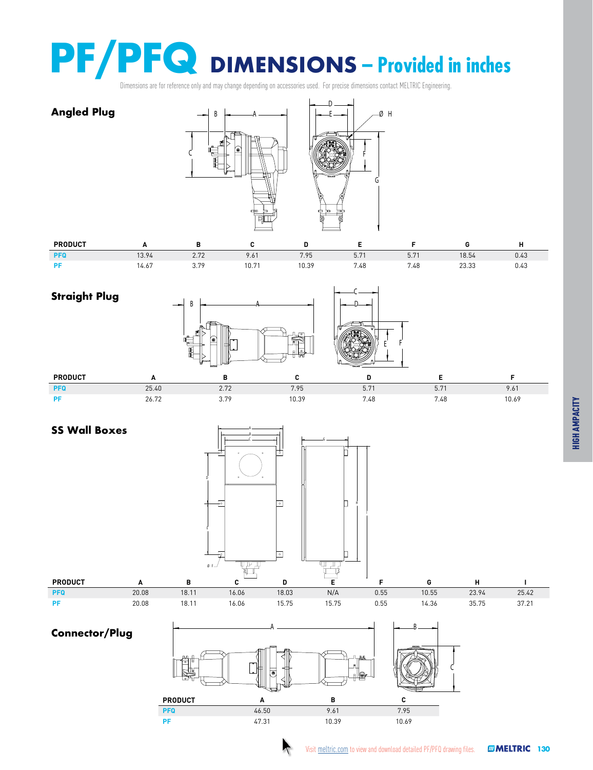# PF/PFQ DIMENSIONS – Provided in inches

Dimensions are for reference only and may change depending on accessories used. For precise dimensions contact MELTRIC Engineering.

## Angled Plug

| PRODUCT | A | B | C | D | E | F | G | H |
|---|---|---|---|---|---|---|---|---|
| PFQ | 13.94 | 2.72 | 9.61 | 7.95 | 5.71 | 5.71 | 18.54 | 0.43 |
| PF | 14.67 | 3.79 | 10.71 | 10.39 | 7.48 | 7.48 | 23.33 | 0.43 |

## Straight Plug

| PRODUCT | A | B | C | D | E | F |
|---|---|---|---|---|---|---|
| PFQ | 25.40 | 2.72 | 7.95 | 5.71 | 5.71 | 9.61 |
| PF | 26.72 | 3.79 | 10.39 | 7.48 | 7.48 | 10.69 |

## SS Wall Boxes

| PRODUCT | A | B | C | D | E | F | G | H | I |
|---|---|---|---|---|---|---|---|---|---|
| PFQ | 20.08 | 18.11 | 16.06 | 18.03 | N/A | 0.55 | 10.55 | 23.94 | 25.42 |
| PF | 20.08 | 18.11 | 16.06 | 15.75 | 15.75 | 0.55 | 14.36 | 35.75 | 37.21 |

## Connector/Plug

| PRODUCT | A | B | C |
|---|---|---|---|
| PFQ | 46.50 | 9.61 | 7.95 |
| PF | 47.31 | 10.39 | 10.69 |

HIGH AMPACITY

Visit meltric.com to view and download detailed PF/PFQ drawing files.